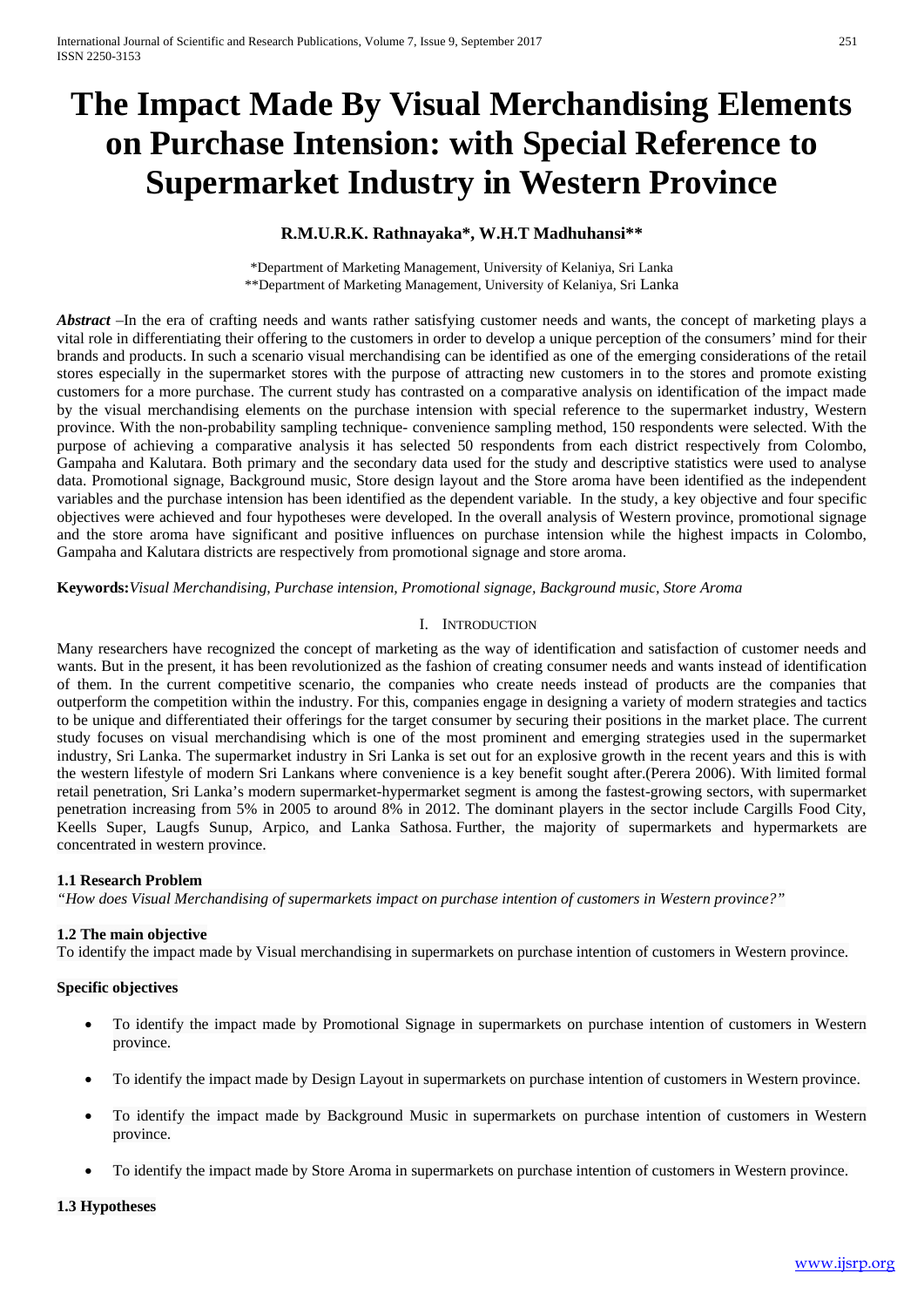# The Impact Made By Visual Merchandising Elements on Purchase Intension: with Special Reference to Supermarket Industry in Western Province

**R.M.U.R.K. Rathnayaka*, W.H.T Madhuhansi****

*Department of Marketing Management, University of Kelaniya, Sri Lanka
**Department of Marketing Management, University of Kelaniya, Sri Lanka

***Abstract*** –In the era of crafting needs and wants rather satisfying customer needs and wants, the concept of marketing plays a vital role in differentiating their offering to the customers in order to develop a unique perception of the consumers' mind for their brands and products. In such a scenario visual merchandising can be identified as one of the emerging considerations of the retail stores especially in the supermarket stores with the purpose of attracting new customers in to the stores and promote existing customers for a more purchase. The current study has contrasted on a comparative analysis on identification of the impact made by the visual merchandising elements on the purchase intension with special reference to the supermarket industry, Western province. With the non-probability sampling technique- convenience sampling method, 150 respondents were selected. With the purpose of achieving a comparative analysis it has selected 50 respondents from each district respectively from Colombo, Gampaha and Kalutara. Both primary and the secondary data used for the study and descriptive statistics were used to analyse data. Promotional signage, Background music, Store design layout and the Store aroma have been identified as the independent variables and the purchase intension has been identified as the dependent variable. In the study, a key objective and four specific objectives were achieved and four hypotheses were developed. In the overall analysis of Western province, promotional signage and the store aroma have significant and positive influences on purchase intension while the highest impacts in Colombo, Gampaha and Kalutara districts are respectively from promotional signage and store aroma.

**Keywords:** *Visual Merchandising, Purchase intension, Promotional signage, Background music, Store Aroma*

## I. Introduction

Many researchers have recognized the concept of marketing as the way of identification and satisfaction of customer needs and wants. But in the present, it has been revolutionized as the fashion of creating consumer needs and wants instead of identification of them. In the current competitive scenario, the companies who create needs instead of products are the companies that outperform the competition within the industry. For this, companies engage in designing a variety of modern strategies and tactics to be unique and differentiated their offerings for the target consumer by securing their positions in the market place. The current study focuses on visual merchandising which is one of the most prominent and emerging strategies used in the supermarket industry, Sri Lanka. The supermarket industry in Sri Lanka is set out for an explosive growth in the recent years and this is with the western lifestyle of modern Sri Lankans where convenience is a key benefit sought after.(Perera 2006). With limited formal retail penetration, Sri Lanka's modern supermarket-hypermarket segment is among the fastest-growing sectors, with supermarket penetration increasing from 5% in 2005 to around 8% in 2012. The dominant players in the sector include Cargills Food City, Keells Super, Laugfs Sunup, Arpico, and Lanka Sathosa. Further, the majority of supermarkets and hypermarkets are concentrated in western province.

### 1.1 Research Problem

*"How does Visual Merchandising of supermarkets impact on purchase intention of customers in Western province?"*

### 1.2 The main objective

To identify the impact made by Visual merchandising in supermarkets on purchase intention of customers in Western province.

**Specific objectives**

- To identify the impact made by Promotional Signage in supermarkets on purchase intention of customers in Western province.
- To identify the impact made by Design Layout in supermarkets on purchase intention of customers in Western province.
- To identify the impact made by Background Music in supermarkets on purchase intention of customers in Western province.
- To identify the impact made by Store Aroma in supermarkets on purchase intention of customers in Western province.

### 1.3 Hypotheses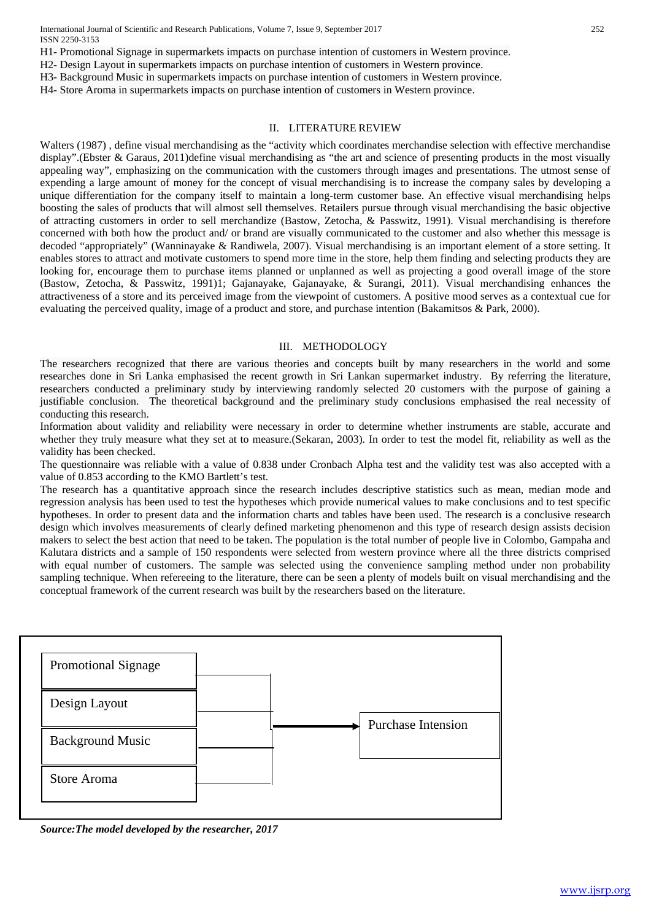H1- Promotional Signage in supermarkets impacts on purchase intention of customers in Western province.
H2- Design Layout in supermarkets impacts on purchase intention of customers in Western province.
H3- Background Music in supermarkets impacts on purchase intention of customers in Western province.
H4- Store Aroma in supermarkets impacts on purchase intention of customers in Western province.

## II. LITERATURE REVIEW

Walters (1987) , define visual merchandising as the "activity which coordinates merchandise selection with effective merchandise display".(Ebster & Garaus, 2011)define visual merchandising as "the art and science of presenting products in the most visually appealing way", emphasizing on the communication with the customers through images and presentations. The utmost sense of expending a large amount of money for the concept of visual merchandising is to increase the company sales by developing a unique differentiation for the company itself to maintain a long-term customer base. An effective visual merchandising helps boosting the sales of products that will almost sell themselves. Retailers pursue through visual merchandising the basic objective of attracting customers in order to sell merchandize (Bastow, Zetocha, & Passwitz, 1991). Visual merchandising is therefore concerned with both how the product and/ or brand are visually communicated to the customer and also whether this message is decoded "appropriately" (Wanninayake & Randiwela, 2007). Visual merchandising is an important element of a store setting. It enables stores to attract and motivate customers to spend more time in the store, help them finding and selecting products they are looking for, encourage them to purchase items planned or unplanned as well as projecting a good overall image of the store (Bastow, Zetocha, & Passwitz, 1991)1; Gajanayake, Gajanayake, & Surangi, 2011). Visual merchandising enhances the attractiveness of a store and its perceived image from the viewpoint of customers. A positive mood serves as a contextual cue for evaluating the perceived quality, image of a product and store, and purchase intention (Bakamitsos & Park, 2000).

## III. METHODOLOGY

The researchers recognized that there are various theories and concepts built by many researchers in the world and some researches done in Sri Lanka emphasised the recent growth in Sri Lankan supermarket industry. By referring the literature, researchers conducted a preliminary study by interviewing randomly selected 20 customers with the purpose of gaining a justifiable conclusion. The theoretical background and the preliminary study conclusions emphasised the real necessity of conducting this research.

Information about validity and reliability were necessary in order to determine whether instruments are stable, accurate and whether they truly measure what they set at to measure.(Sekaran, 2003). In order to test the model fit, reliability as well as the validity has been checked.

The questionnaire was reliable with a value of 0.838 under Cronbach Alpha test and the validity test was also accepted with a value of 0.853 according to the KMO Bartlett's test.

The research has a quantitative approach since the research includes descriptive statistics such as mean, median mode and regression analysis has been used to test the hypotheses which provide numerical values to make conclusions and to test specific hypotheses. In order to present data and the information charts and tables have been used. The research is a conclusive research design which involves measurements of clearly defined marketing phenomenon and this type of research design assists decision makers to select the best action that need to be taken. The population is the total number of people live in Colombo, Gampaha and Kalutara districts and a sample of 150 respondents were selected from western province where all the three districts comprised with equal number of customers. The sample was selected using the convenience sampling method under non probability sampling technique. When refereeing to the literature, there can be seen a plenty of models built on visual merchandising and the conceptual framework of the current research was built by the researchers based on the literature.

Promotional Signage

Design Layout

Background Music

Store Aroma

→ Purchase Intension

***Source:The model developed by the researcher, 2017***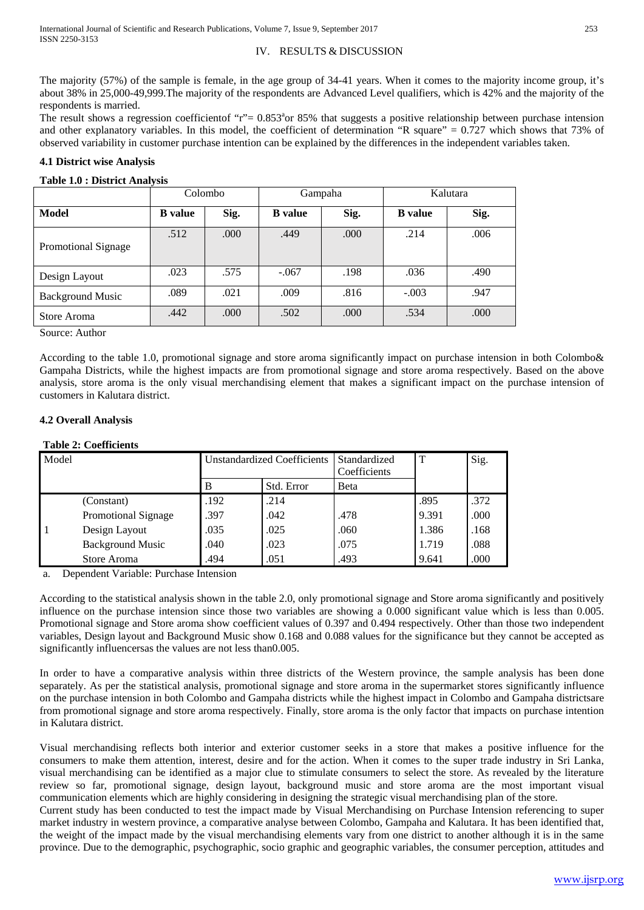## IV. RESULTS & DISCUSSION

The majority (57%) of the sample is female, in the age group of 34-41 years. When it comes to the majority income group, it's about 38% in 25,000-49,999.The majority of the respondents are Advanced Level qualifiers, which is 42% and the majority of the respondents is married.

The result shows a regression coefficientof "r"= 0.853[a]or 85% that suggests a positive relationship between purchase intension and other explanatory variables. In this model, the coefficient of determination "R square" = 0.727 which shows that 73% of observed variability in customer purchase intention can be explained by the differences in the independent variables taken.

### 4.1 District wise Analysis

**Table 1.0 : District Analysis**

| | Colombo | | Gampaha | | Kalutara | |
|---|---|---|---|---|---|---|
| **Model** | **B value** | **Sig.** | **B value** | **Sig.** | **B value** | **Sig.** |
| Promotional Signage | .512 | .000 | .449 | .000 | .214 | .006 |
| Design Layout | .023 | .575 | -.067 | .198 | .036 | .490 |
| Background Music | .089 | .021 | .009 | .816 | -.003 | .947 |
| Store Aroma | .442 | .000 | .502 | .000 | .534 | .000 |

Source: Author

According to the table 1.0, promotional signage and store aroma significantly impact on purchase intension in both Colombo& Gampaha Districts, while the highest impacts are from promotional signage and store aroma respectively. Based on the above analysis, store aroma is the only visual merchandising element that makes a significant impact on the purchase intension of customers in Kalutara district.

### 4.2 Overall Analysis

**Table 2: Coefficients**

| Model | | Unstandardized Coefficients | | Standardized Coefficients | T | Sig. |
|---|---|---|---|---|---|---|
| | | B | Std. Error | Beta | | |
| 1 | (Constant) | .192 | .214 | | .895 | .372 |
| | Promotional Signage | .397 | .042 | .478 | 9.391 | .000 |
| | Design Layout | .035 | .025 | .060 | 1.386 | .168 |
| | Background Music | .040 | .023 | .075 | 1.719 | .088 |
| | Store Aroma | .494 | .051 | .493 | 9.641 | .000 |

a. Dependent Variable: Purchase Intension

According to the statistical analysis shown in the table 2.0, only promotional signage and Store aroma significantly and positively influence on the purchase intension since those two variables are showing a 0.000 significant value which is less than 0.005. Promotional signage and Store aroma show coefficient values of 0.397 and 0.494 respectively. Other than those two independent variables, Design layout and Background Music show 0.168 and 0.088 values for the significance but they cannot be accepted as significantly influencersas the values are not less than0.005.

In order to have a comparative analysis within three districts of the Western province, the sample analysis has been done separately. As per the statistical analysis, promotional signage and store aroma in the supermarket stores significantly influence on the purchase intension in both Colombo and Gampaha districts while the highest impact in Colombo and Gampaha districtsare from promotional signage and store aroma respectively. Finally, store aroma is the only factor that impacts on purchase intention in Kalutara district.

Visual merchandising reflects both interior and exterior customer seeks in a store that makes a positive influence for the consumers to make them attention, interest, desire and for the action. When it comes to the super trade industry in Sri Lanka, visual merchandising can be identified as a major clue to stimulate consumers to select the store. As revealed by the literature review so far, promotional signage, design layout, background music and store aroma are the most important visual communication elements which are highly considering in designing the strategic visual merchandising plan of the store.

Current study has been conducted to test the impact made by Visual Merchandising on Purchase Intension referencing to super market industry in western province, a comparative analyse between Colombo, Gampaha and Kalutara. It has been identified that, the weight of the impact made by the visual merchandising elements vary from one district to another although it is in the same province. Due to the demographic, psychographic, socio graphic and geographic variables, the consumer perception, attitudes and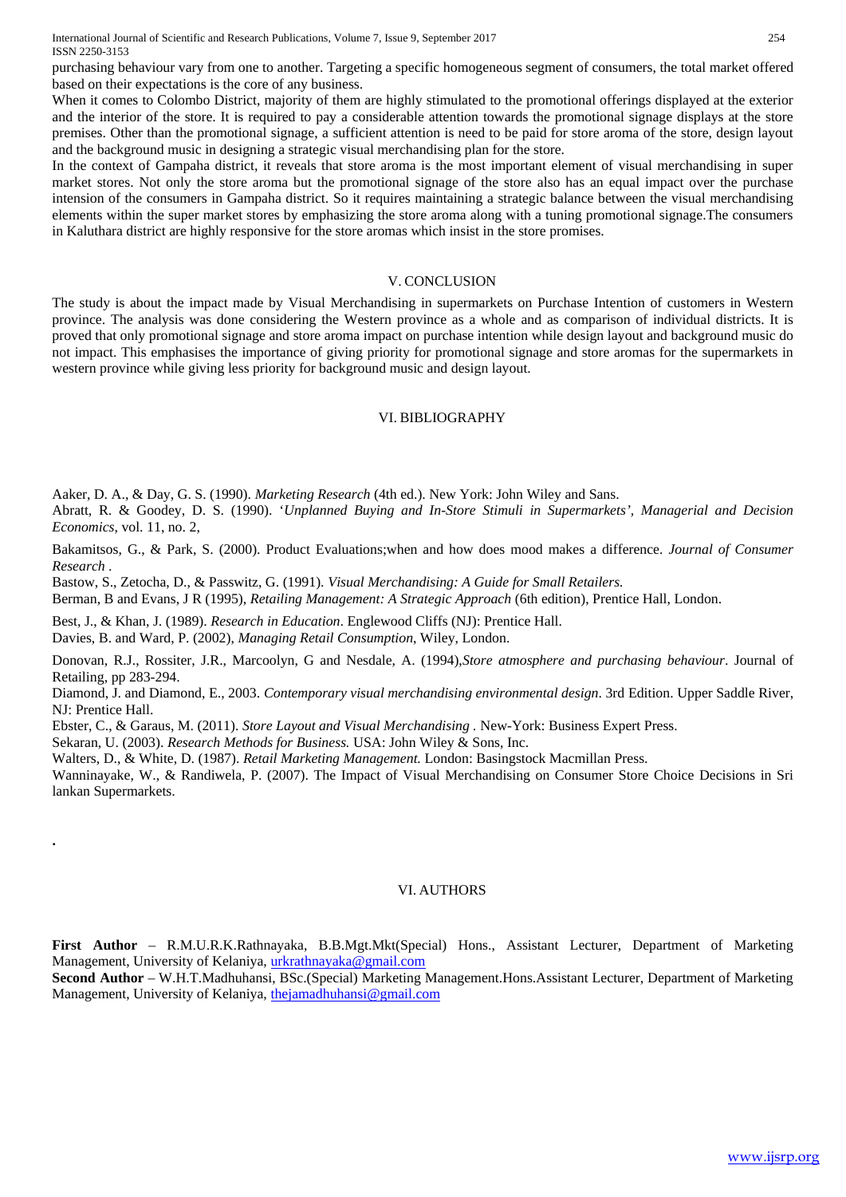purchasing behaviour vary from one to another. Targeting a specific homogeneous segment of consumers, the total market offered based on their expectations is the core of any business.

When it comes to Colombo District, majority of them are highly stimulated to the promotional offerings displayed at the exterior and the interior of the store. It is required to pay a considerable attention towards the promotional signage displays at the store premises. Other than the promotional signage, a sufficient attention is need to be paid for store aroma of the store, design layout and the background music in designing a strategic visual merchandising plan for the store.

In the context of Gampaha district, it reveals that store aroma is the most important element of visual merchandising in super market stores. Not only the store aroma but the promotional signage of the store also has an equal impact over the purchase intension of the consumers in Gampaha district. So it requires maintaining a strategic balance between the visual merchandising elements within the super market stores by emphasizing the store aroma along with a tuning promotional signage.The consumers in Kaluthara district are highly responsive for the store aromas which insist in the store promises.

## V. CONCLUSION

The study is about the impact made by Visual Merchandising in supermarkets on Purchase Intention of customers in Western province. The analysis was done considering the Western province as a whole and as comparison of individual districts. It is proved that only promotional signage and store aroma impact on purchase intention while design layout and background music do not impact. This emphasises the importance of giving priority for promotional signage and store aromas for the supermarkets in western province while giving less priority for background music and design layout.

## VI. BIBLIOGRAPHY

Aaker, D. A., & Day, G. S. (1990). *Marketing Research* (4th ed.). New York: John Wiley and Sans.

Abratt, R. & Goodey, D. S. (1990). '*Unplanned Buying and In-Store Stimuli in Supermarkets', Managerial and Decision Economics*, vol. 11, no. 2,

Bakamitsos, G., & Park, S. (2000). Product Evaluations;when and how does mood makes a difference. *Journal of Consumer Research* .

Bastow, S., Zetocha, D., & Passwitz, G. (1991). *Visual Merchandising: A Guide for Small Retailers.*

Berman, B and Evans, J R (1995), *Retailing Management: A Strategic Approach* (6th edition), Prentice Hall, London.

Best, J., & Khan, J. (1989). *Research in Education*. Englewood Cliffs (NJ): Prentice Hall.

Davies, B. and Ward, P. (2002), *Managing Retail Consumption*, Wiley, London.

Donovan, R.J., Rossiter, J.R., Marcoolyn, G and Nesdale, A. (1994),*Store atmosphere and purchasing behaviour*. Journal of Retailing, pp 283-294.

Diamond, J. and Diamond, E., 2003. *Contemporary visual merchandising environmental design*. 3rd Edition. Upper Saddle River, NJ: Prentice Hall.

Ebster, C., & Garaus, M. (2011). *Store Layout and Visual Merchandising* . New-York: Business Expert Press.

Sekaran, U. (2003). *Research Methods for Business.* USA: John Wiley & Sons, Inc.

Walters, D., & White, D. (1987). *Retail Marketing Management.* London: Basingstock Macmillan Press.

Wanninayake, W., & Randiwela, P. (2007). The Impact of Visual Merchandising on Consumer Store Choice Decisions in Sri lankan Supermarkets.

.

## VI. AUTHORS

**First Author** – R.M.U.R.K.Rathnayaka, B.B.Mgt.Mkt(Special) Hons., Assistant Lecturer, Department of Marketing Management, University of Kelaniya, urkrathnayaka@gmail.com

**Second Author** – W.H.T.Madhuhansi, BSc.(Special) Marketing Management.Hons.Assistant Lecturer, Department of Marketing Management, University of Kelaniya, thejamadhuhansi@gmail.com